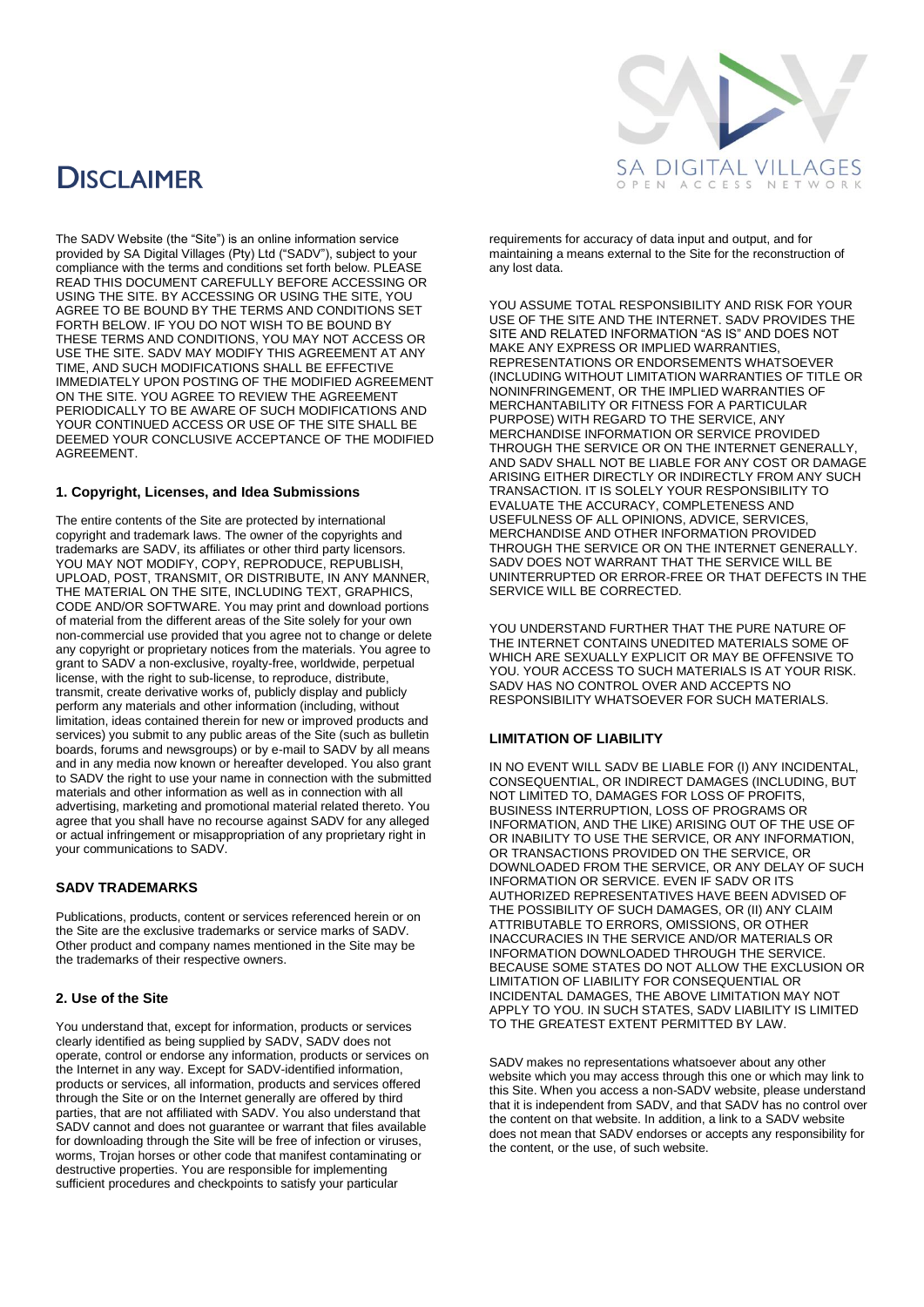# DISCLAIMER

The SADV Website (the "Site") is an online information service provided by SA Digital Villages (Pty) Ltd ("SADV"), subject to your compliance with the terms and conditions set forth below. PLEASE READ THIS DOCUMENT CAREFULLY BEFORE ACCESSING OR USING THE SITE. BY ACCESSING OR USING THE SITE, YOU AGREE TO BE BOUND BY THE TERMS AND CONDITIONS SET FORTH BELOW. IF YOU DO NOT WISH TO BE BOUND BY THESE TERMS AND CONDITIONS, YOU MAY NOT ACCESS OR USE THE SITE. SADV MAY MODIFY THIS AGREEMENT AT ANY TIME, AND SUCH MODIFICATIONS SHALL BE EFFECTIVE IMMEDIATELY UPON POSTING OF THE MODIFIED AGREEMENT ON THE SITE. YOU AGREE TO REVIEW THE AGREEMENT PERIODICALLY TO BE AWARE OF SUCH MODIFICATIONS AND YOUR CONTINUED ACCESS OR USE OF THE SITE SHALL BE DEEMED YOUR CONCLUSIVE ACCEPTANCE OF THE MODIFIED AGREEMENT.

### 1. Copyright, Licenses, and Idea Submissions

The entire contents of the Site are protected by international copyright and trademark laws. The owner of the copyrights and trademarks are SADV, its affiliates or other third party licensors. YOU MAY NOT MODIFY, COPY, REPRODUCE, REPUBLISH, UPLOAD, POST, TRANSMIT, OR DISTRIBUTE, IN ANY MANNER, THE MATERIAL ON THE SITE, INCLUDING TEXT, GRAPHICS, CODE AND/OR SOFTWARE. You may print and download portions of material from the different areas of the Site solely for your own non-commercial use provided that you agree not to change or delete any copyright or proprietary notices from the materials. You agree to grant to SADV a non-exclusive, royalty-free, worldwide, perpetual license, with the right to sub-license, to reproduce, distribute, transmit, create derivative works of, publicly display and publicly perform any materials and other information (including, without limitation, ideas contained therein for new or improved products and services) you submit to any public areas of the Site (such as bulletin boards, forums and newsgroups) or by e-mail to SADV by all means and in any media now known or hereafter developed. You also grant to SADV the right to use your name in connection with the submitted materials and other information as well as in connection with all advertising, marketing and promotional material related thereto. You agree that you shall have no recourse against SADV for any alleged or actual infringement or misappropriation of any proprietary right in your communications to SADV.

### SADV TRADEMARKS

Publications, products, content or services referenced herein or on the Site are the exclusive trademarks or service marks of SADV. Other product and company names mentioned in the Site may be the trademarks of their respective owners.

### 2. Use of the Site

You understand that, except for information, products or services clearly identified as being supplied by SADV, SADV does not operate, control or endorse any information, products or services on the Internet in any way. Except for SADV-identified information, products or services, all information, products and services offered through the Site or on the Internet generally are offered by third parties, that are not affiliated with SADV. You also understand that SADV cannot and does not guarantee or warrant that files available for downloading through the Site will be free of infection or viruses, worms, Trojan horses or other code that manifest contaminating or destructive properties. You are responsible for implementing sufficient procedures and checkpoints to satisfy your particular requirements for accuracy of data input and output, and for maintaining a means external to the Site for the reconstruction of any lost data.

YOU ASSUME TOTAL RESPONSIBILITY AND RISK FOR YOUR USE OF THE SITE AND THE INTERNET. SADV PROVIDES THE SITE AND RELATED INFORMATION "AS IS" AND DOES NOT MAKE ANY EXPRESS OR IMPLIED WARRANTIES, REPRESENTATIONS OR ENDORSEMENTS WHATSOEVER (INCLUDING WITHOUT LIMITATION WARRANTIES OF TITLE OR NONINFRINGEMENT, OR THE IMPLIED WARRANTIES OF MERCHANTABILITY OR FITNESS FOR A PARTICULAR PURPOSE) WITH REGARD TO THE SERVICE, ANY MERCHANDISE INFORMATION OR SERVICE PROVIDED THROUGH THE SERVICE OR ON THE INTERNET GENERALLY, AND SADV SHALL NOT BE LIABLE FOR ANY COST OR DAMAGE ARISING EITHER DIRECTLY OR INDIRECTLY FROM ANY SUCH TRANSACTION. IT IS SOLELY YOUR RESPONSIBILITY TO EVALUATE THE ACCURACY, COMPLETENESS AND USEFULNESS OF ALL OPINIONS, ADVICE, SERVICES, MERCHANDISE AND OTHER INFORMATION PROVIDED THROUGH THE SERVICE OR ON THE INTERNET GENERALLY. SADV DOES NOT WARRANT THAT THE SERVICE WILL BE UNINTERRUPTED OR ERROR-FREE OR THAT DEFECTS IN THE SERVICE WILL BE CORRECTED.

YOU UNDERSTAND FURTHER THAT THE PURE NATURE OF THE INTERNET CONTAINS UNEDITED MATERIALS SOME OF WHICH ARE SEXUALLY EXPLICIT OR MAY BE OFFENSIVE TO YOU. YOUR ACCESS TO SUCH MATERIALS IS AT YOUR RISK. SADV HAS NO CONTROL OVER AND ACCEPTS NO RESPONSIBILITY WHATSOEVER FOR SUCH MATERIALS.

### LIMITATION OF LIABILITY

IN NO EVENT WILL SADV BE LIABLE FOR (I) ANY INCIDENTAL, CONSEQUENTIAL, OR INDIRECT DAMAGES (INCLUDING, BUT NOT LIMITED TO, DAMAGES FOR LOSS OF PROFITS, BUSINESS INTERRUPTION, LOSS OF PROGRAMS OR INFORMATION, AND THE LIKE) ARISING OUT OF THE USE OF OR INABILITY TO USE THE SERVICE, OR ANY INFORMATION, OR TRANSACTIONS PROVIDED ON THE SERVICE, OR DOWNLOADED FROM THE SERVICE, OR ANY DELAY OF SUCH INFORMATION OR SERVICE. EVEN IF SADV OR ITS AUTHORIZED REPRESENTATIVES HAVE BEEN ADVISED OF THE POSSIBILITY OF SUCH DAMAGES, OR (II) ANY CLAIM ATTRIBUTABLE TO ERRORS, OMISSIONS, OR OTHER INACCURACIES IN THE SERVICE AND/OR MATERIALS OR INFORMATION DOWNLOADED THROUGH THE SERVICE. BECAUSE SOME STATES DO NOT ALLOW THE EXCLUSION OR LIMITATION OF LIABILITY FOR CONSEQUENTIAL OR INCIDENTAL DAMAGES, THE ABOVE LIMITATION MAY NOT APPLY TO YOU. IN SUCH STATES, SADV LIABILITY IS LIMITED TO THE GREATEST EXTENT PERMITTED BY LAW.

SADV makes no representations whatsoever about any other website which you may access through this one or which may link to this Site. When you access a non-SADV website, please understand that it is independent from SADV, and that SADV has no control over the content on that website. In addition, a link to a SADV website does not mean that SADV endorses or accepts any responsibility for the content, or the use, of such website.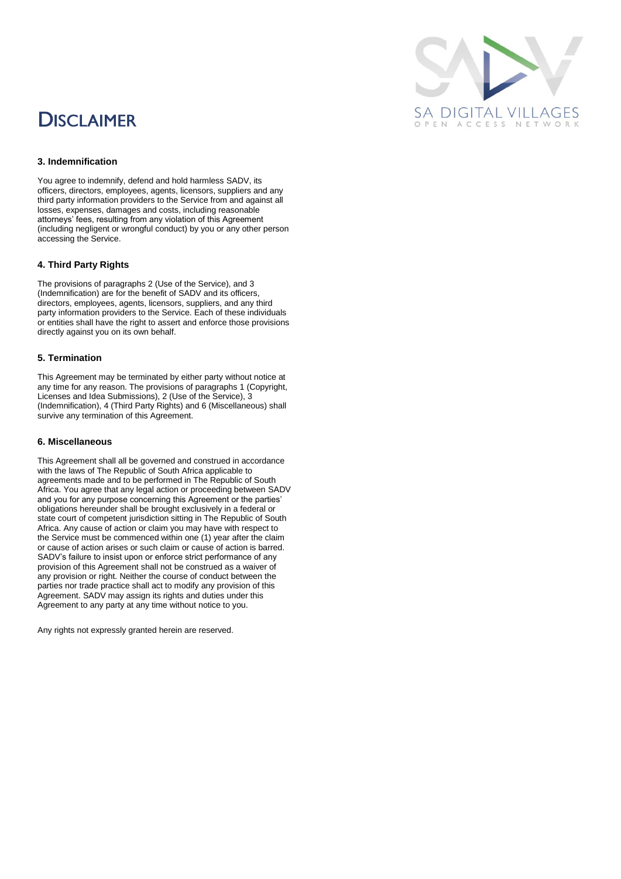# Disclaimer

### 3. Indemnification

You agree to indemnify, defend and hold harmless SADV, its officers, directors, employees, agents, licensors, suppliers and any third party information providers to the Service from and against all losses, expenses, damages and costs, including reasonable attorneys' fees, resulting from any violation of this Agreement (including negligent or wrongful conduct) by you or any other person accessing the Service.

### 4. Third Party Rights

The provisions of paragraphs 2 (Use of the Service), and 3 (Indemnification) are for the benefit of SADV and its officers, directors, employees, agents, licensors, suppliers, and any third party information providers to the Service. Each of these individuals or entities shall have the right to assert and enforce those provisions directly against you on its own behalf.

### 5. Termination

This Agreement may be terminated by either party without notice at any time for any reason. The provisions of paragraphs 1 (Copyright, Licenses and Idea Submissions), 2 (Use of the Service), 3 (Indemnification), 4 (Third Party Rights) and 6 (Miscellaneous) shall survive any termination of this Agreement.

### 6. Miscellaneous

This Agreement shall all be governed and construed in accordance with the laws of The Republic of South Africa applicable to agreements made and to be performed in The Republic of South Africa. You agree that any legal action or proceeding between SADV and you for any purpose concerning this Agreement or the parties' obligations hereunder shall be brought exclusively in a federal or state court of competent jurisdiction sitting in The Republic of South Africa. Any cause of action or claim you may have with respect to the Service must be commenced within one (1) year after the claim or cause of action arises or such claim or cause of action is barred. SADV's failure to insist upon or enforce strict performance of any provision of this Agreement shall not be construed as a waiver of any provision or right. Neither the course of conduct between the parties nor trade practice shall act to modify any provision of this Agreement. SADV may assign its rights and duties under this Agreement to any party at any time without notice to you.

Any rights not expressly granted herein are reserved.